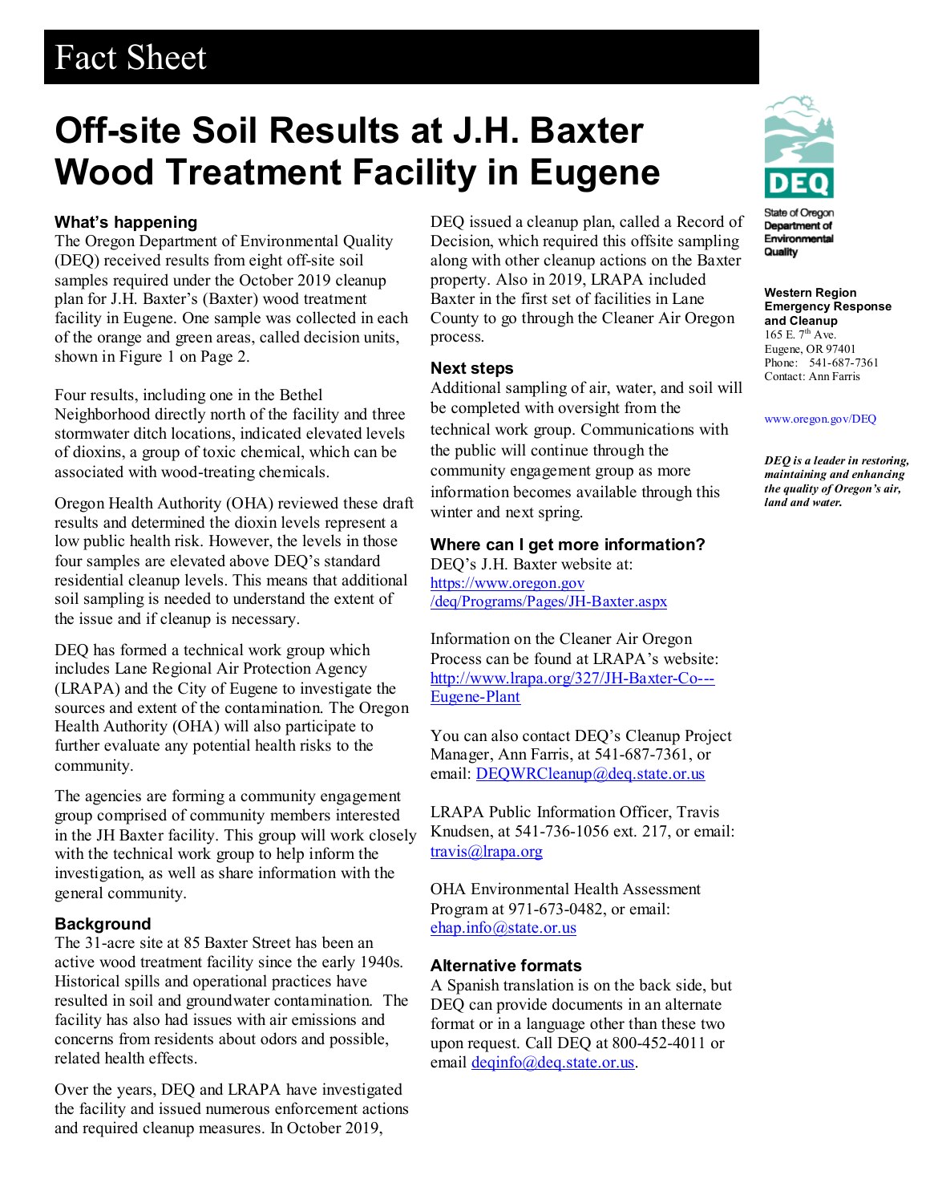# Fact Sheet

# Off-site Soil Results at J.H. Baxter Wood Treatment Facility in Eugene

State of Oregon Department of Environmental Quality

**Western Region Emergency Response and Cleanup**
165 E. 7th Ave.
Eugene, OR 97401
Phone: 541-687-7361
Contact: Ann Farris

www.oregon.gov/DEQ

***DEQ is a leader in restoring, maintaining and enhancing the quality of Oregon's air, land and water.***

## What's happening

The Oregon Department of Environmental Quality (DEQ) received results from eight off-site soil samples required under the October 2019 cleanup plan for J.H. Baxter's (Baxter) wood treatment facility in Eugene. One sample was collected in each of the orange and green areas, called decision units, shown in Figure 1 on Page 2.

Four results, including one in the Bethel Neighborhood directly north of the facility and three stormwater ditch locations, indicated elevated levels of dioxins, a group of toxic chemical, which can be associated with wood-treating chemicals.

Oregon Health Authority (OHA) reviewed these draft results and determined the dioxin levels represent a low public health risk. However, the levels in those four samples are elevated above DEQ's standard residential cleanup levels. This means that additional soil sampling is needed to understand the extent of the issue and if cleanup is necessary.

DEQ has formed a technical work group which includes Lane Regional Air Protection Agency (LRAPA) and the City of Eugene to investigate the sources and extent of the contamination. The Oregon Health Authority (OHA) will also participate to further evaluate any potential health risks to the community.

The agencies are forming a community engagement group comprised of community members interested in the JH Baxter facility. This group will work closely with the technical work group to help inform the investigation, as well as share information with the general community.

## Background

The 31-acre site at 85 Baxter Street has been an active wood treatment facility since the early 1940s. Historical spills and operational practices have resulted in soil and groundwater contamination. The facility has also had issues with air emissions and concerns from residents about odors and possible, related health effects.

Over the years, DEQ and LRAPA have investigated the facility and issued numerous enforcement actions and required cleanup measures. In October 2019, DEQ issued a cleanup plan, called a Record of Decision, which required this offsite sampling along with other cleanup actions on the Baxter property. Also in 2019, LRAPA included Baxter in the first set of facilities in Lane County to go through the Cleaner Air Oregon process.

## Next steps

Additional sampling of air, water, and soil will be completed with oversight from the technical work group. Communications with the public will continue through the community engagement group as more information becomes available through this winter and next spring.

## Where can I get more information?

DEQ's J.H. Baxter website at: [https://www.oregon.gov/deq/Programs/Pages/JH-Baxter.aspx](https://www.oregon.gov/deq/Programs/Pages/JH-Baxter.aspx)

Information on the Cleaner Air Oregon Process can be found at LRAPA's website: [http://www.lrapa.org/327/JH-Baxter-Co---Eugene-Plant](http://www.lrapa.org/327/JH-Baxter-Co---Eugene-Plant)

You can also contact DEQ's Cleanup Project Manager, Ann Farris, at 541-687-7361, or email: DEQWRCleanup@deq.state.or.us

LRAPA Public Information Officer, Travis Knudsen, at 541-736-1056 ext. 217, or email: travis@lrapa.org

OHA Environmental Health Assessment Program at 971-673-0482, or email: ehap.info@state.or.us

## Alternative formats

A Spanish translation is on the back side, but DEQ can provide documents in an alternate format or in a language other than these two upon request. Call DEQ at 800-452-4011 or email deqinfo@deq.state.or.us.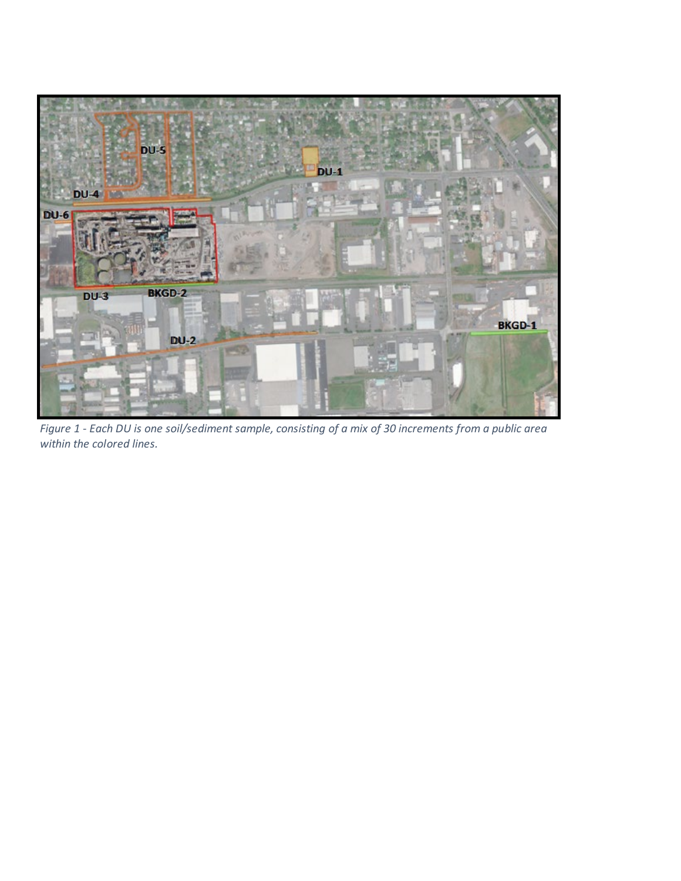*Figure 1 - Each DU is one soil/sediment sample, consisting of a mix of 30 increments from a public area within the colored lines.*